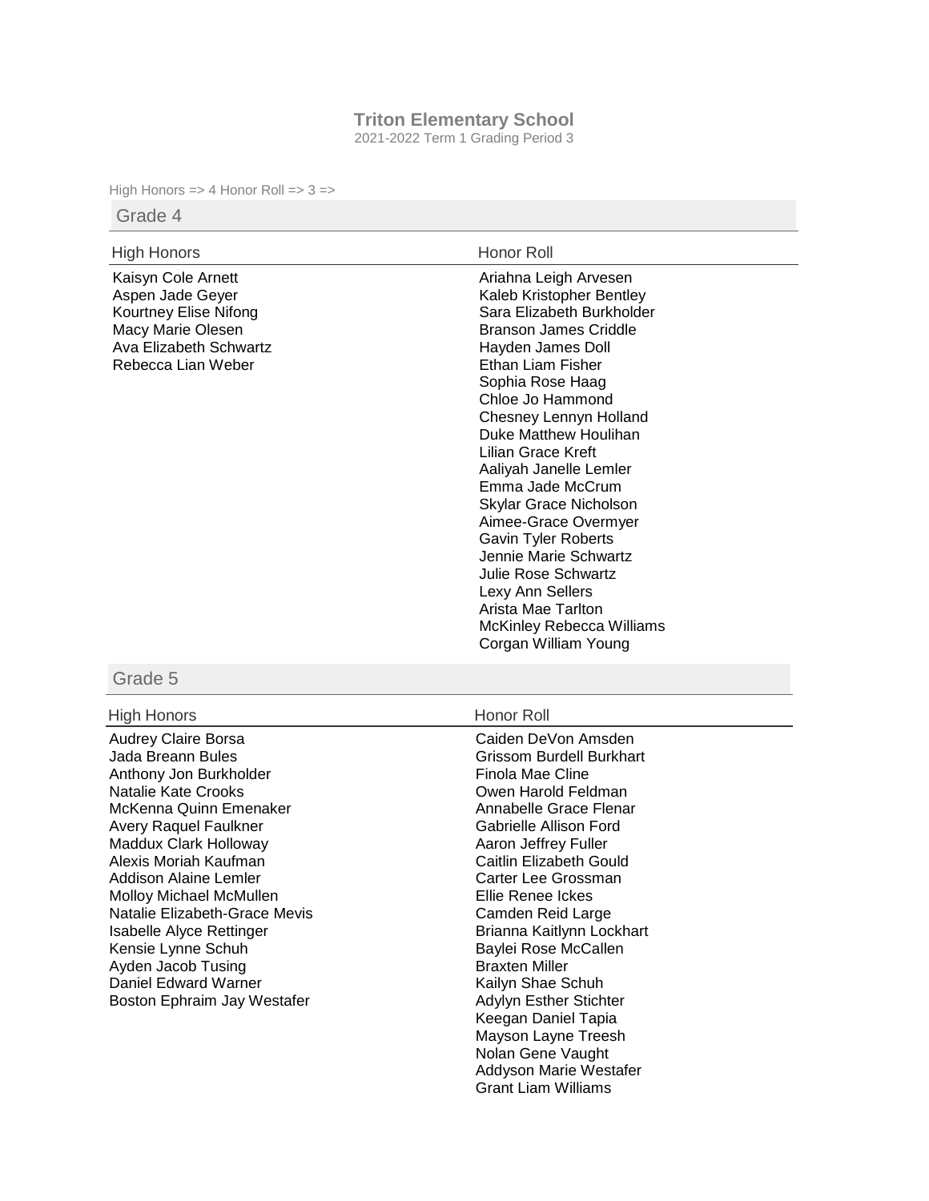# Triton Elementary School

2021-2022 Term 1 Grading Period 3

High Honors => 4 Honor Roll => 3 =>

## Grade 4

### High Honors

Kaisyn Cole Arnett
Aspen Jade Geyer
Kourtney Elise Nifong
Macy Marie Olesen
Ava Elizabeth Schwartz
Rebecca Lian Weber

### Honor Roll

Ariahna Leigh Arvesen
Kaleb Kristopher Bentley
Sara Elizabeth Burkholder
Branson James Criddle
Hayden James Doll
Ethan Liam Fisher
Sophia Rose Haag
Chloe Jo Hammond
Chesney Lennyn Holland
Duke Matthew Houlihan
Lilian Grace Kreft
Aaliyah Janelle Lemler
Emma Jade McCrum
Skylar Grace Nicholson
Aimee-Grace Overmyer
Gavin Tyler Roberts
Jennie Marie Schwartz
Julie Rose Schwartz
Lexy Ann Sellers
Arista Mae Tarlton
McKinley Rebecca Williams
Corgan William Young

## Grade 5

### High Honors

Audrey Claire Borsa
Jada Breann Bules
Anthony Jon Burkholder
Natalie Kate Crooks
McKenna Quinn Emenaker
Avery Raquel Faulkner
Maddux Clark Holloway
Alexis Moriah Kaufman
Addison Alaine Lemler
Molloy Michael McMullen
Natalie Elizabeth-Grace Mevis
Isabelle Alyce Rettinger
Kensie Lynne Schuh
Ayden Jacob Tusing
Daniel Edward Warner
Boston Ephraim Jay Westafer

### Honor Roll

Caiden DeVon Amsden
Grissom Burdell Burkhart
Finola Mae Cline
Owen Harold Feldman
Annabelle Grace Flenar
Gabrielle Allison Ford
Aaron Jeffrey Fuller
Caitlin Elizabeth Gould
Carter Lee Grossman
Ellie Renee Ickes
Camden Reid Large
Brianna Kaitlynn Lockhart
Baylei Rose McCallen
Braxten Miller
Kailyn Shae Schuh
Adylyn Esther Stichter
Keegan Daniel Tapia
Mayson Layne Treesh
Nolan Gene Vaught
Addyson Marie Westafer
Grant Liam Williams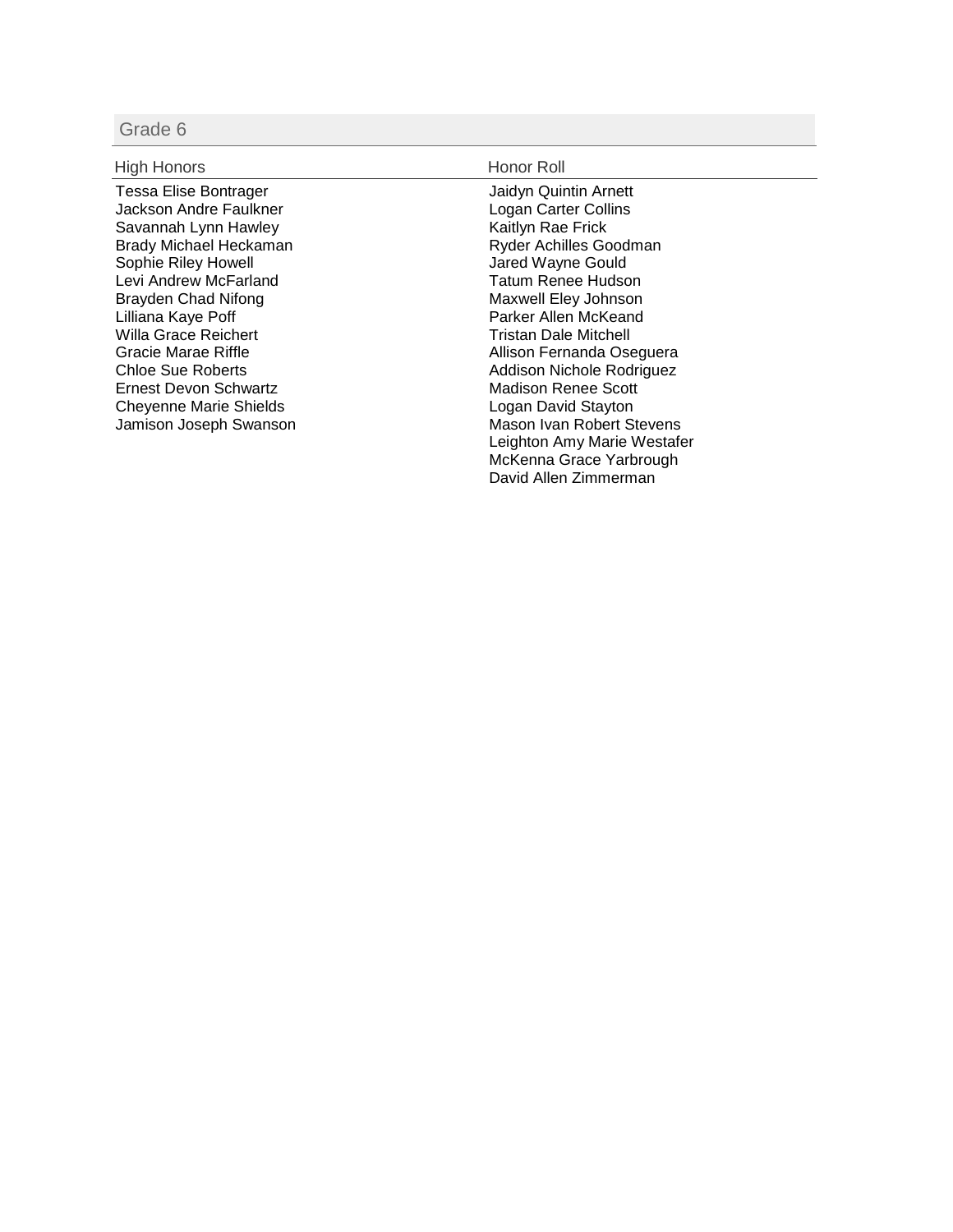## Grade 6

### High Honors

Tessa Elise Bontrager
Jackson Andre Faulkner
Savannah Lynn Hawley
Brady Michael Heckaman
Sophie Riley Howell
Levi Andrew McFarland
Brayden Chad Nifong
Lilliana Kaye Poff
Willa Grace Reichert
Gracie Marae Riffle
Chloe Sue Roberts
Ernest Devon Schwartz
Cheyenne Marie Shields
Jamison Joseph Swanson

### Honor Roll

Jaidyn Quintin Arnett
Logan Carter Collins
Kaitlyn Rae Frick
Ryder Achilles Goodman
Jared Wayne Gould
Tatum Renee Hudson
Maxwell Eley Johnson
Parker Allen McKeand
Tristan Dale Mitchell
Allison Fernanda Oseguera
Addison Nichole Rodriguez
Madison Renee Scott
Logan David Stayton
Mason Ivan Robert Stevens
Leighton Amy Marie Westafer
McKenna Grace Yarbrough
David Allen Zimmerman